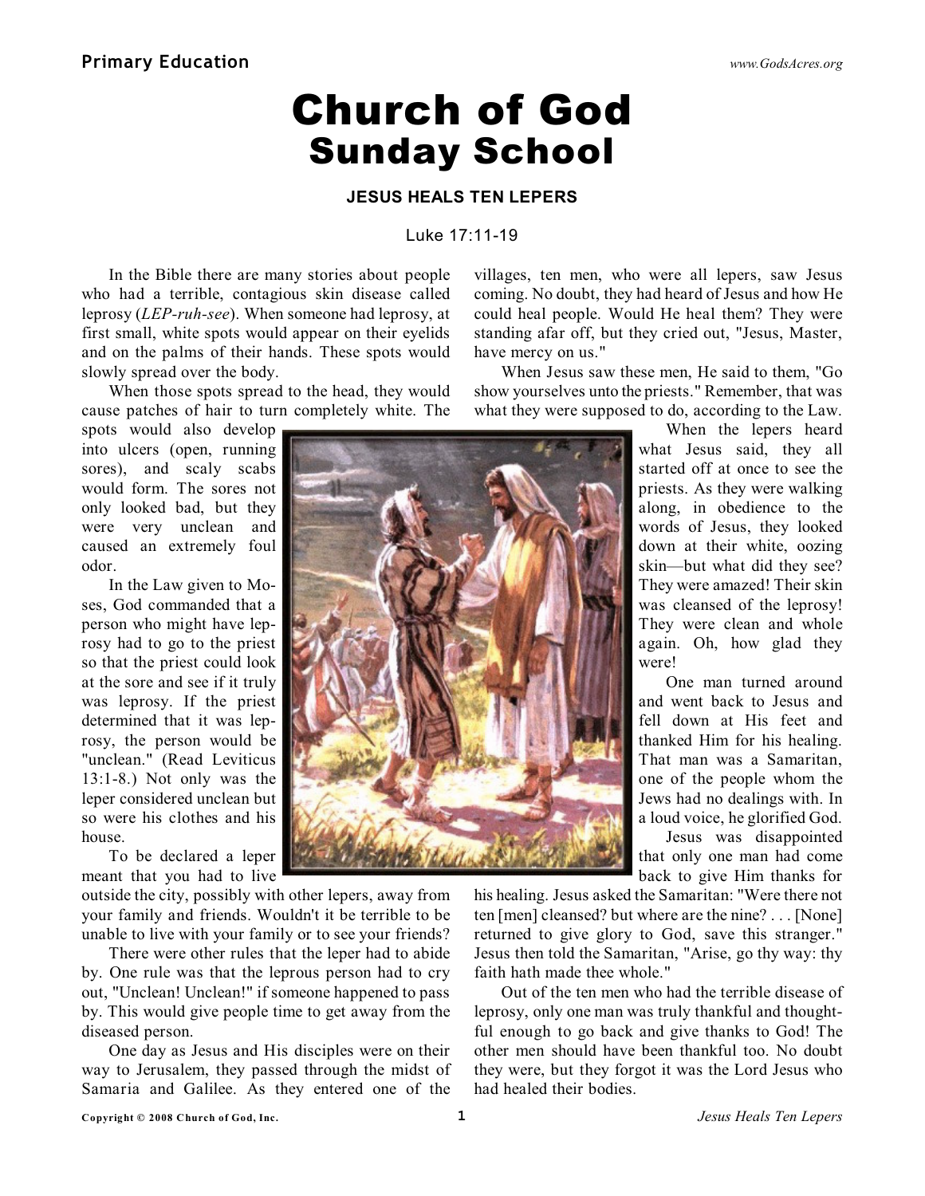# Church of God
## Sunday School

### JESUS HEALS TEN LEPERS

Luke 17:11-19

In the Bible there are many stories about people who had a terrible, contagious skin disease called leprosy (*LEP-ruh-see*). When someone had leprosy, at first small, white spots would appear on their eyelids and on the palms of their hands. These spots would slowly spread over the body.

When those spots spread to the head, they would cause patches of hair to turn completely white. The spots would also develop into ulcers (open, running sores), and scaly scabs would form. The sores not only looked bad, but they were very unclean and caused an extremely foul odor.

In the Law given to Moses, God commanded that a person who might have leprosy had to go to the priest so that the priest could look at the sore and see if it truly was leprosy. If the priest determined that it was leprosy, the person would be "unclean." (Read Leviticus 13:1-8.) Not only was the leper considered unclean but so were his clothes and his house.

To be declared a leper meant that you had to live outside the city, possibly with other lepers, away from your family and friends. Wouldn't it be terrible to be unable to live with your family or to see your friends?

There were other rules that the leper had to abide by. One rule was that the leprous person had to cry out, "Unclean! Unclean!" if someone happened to pass by. This would give people time to get away from the diseased person.

One day as Jesus and His disciples were on their way to Jerusalem, they passed through the midst of Samaria and Galilee. As they entered one of the villages, ten men, who were all lepers, saw Jesus coming. No doubt, they had heard of Jesus and how He could heal people. Would He heal them? They were standing afar off, but they cried out, "Jesus, Master, have mercy on us."

When Jesus saw these men, He said to them, "Go show yourselves unto the priests." Remember, that was what they were supposed to do, according to the Law.

When the lepers heard what Jesus said, they all started off at once to see the priests. As they were walking along, in obedience to the words of Jesus, they looked down at their white, oozing skin—but what did they see? They were amazed! Their skin was cleansed of the leprosy! They were clean and whole again. Oh, how glad they were!

One man turned around and went back to Jesus and fell down at His feet and thanked Him for his healing. That man was a Samaritan, one of the people whom the Jews had no dealings with. In a loud voice, he glorified God.

Jesus was disappointed that only one man had come back to give Him thanks for his healing. Jesus asked the Samaritan: "Were there not ten [men] cleansed? but where are the nine? . . . [None] returned to give glory to God, save this stranger." Jesus then told the Samaritan, "Arise, go thy way: thy faith hath made thee whole."

Out of the ten men who had the terrible disease of leprosy, only one man was truly thankful and thoughtful enough to go back and give thanks to God! The other men should have been thankful too. No doubt they were, but they forgot it was the Lord Jesus who had healed their bodies.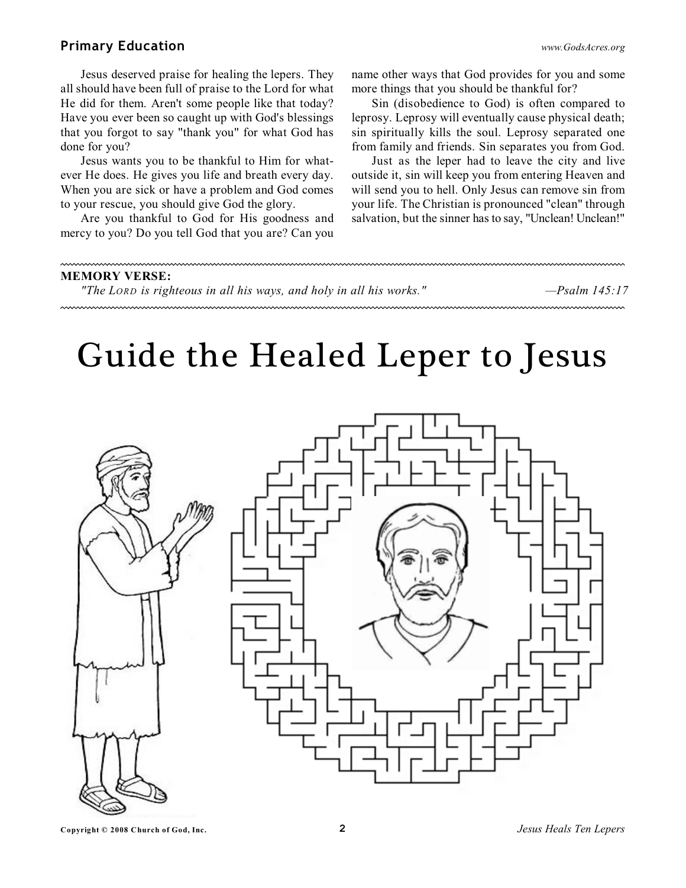Jesus deserved praise for healing the lepers. They all should have been full of praise to the Lord for what He did for them. Aren't some people like that today? Have you ever been so caught up with God's blessings that you forgot to say "thank you" for what God has done for you?

Jesus wants you to be thankful to Him for whatever He does. He gives you life and breath every day. When you are sick or have a problem and God comes to your rescue, you should give God the glory.

Are you thankful to God for His goodness and mercy to you? Do you tell God that you are? Can you name other ways that God provides for you and some more things that you should be thankful for?

Sin (disobedience to God) is often compared to leprosy. Leprosy will eventually cause physical death; sin spiritually kills the soul. Leprosy separated one from family and friends. Sin separates you from God.

Just as the leper had to leave the city and live outside it, sin will keep you from entering Heaven and will send you to hell. Only Jesus can remove sin from your life. The Christian is pronounced "clean" through salvation, but the sinner has to say, "Unclean! Unclean!"

**MEMORY VERSE:**

*"The LORD is righteous in all his ways, and holy in all his works."* —*Psalm 145:17*

# Guide the Healed Leper to Jesus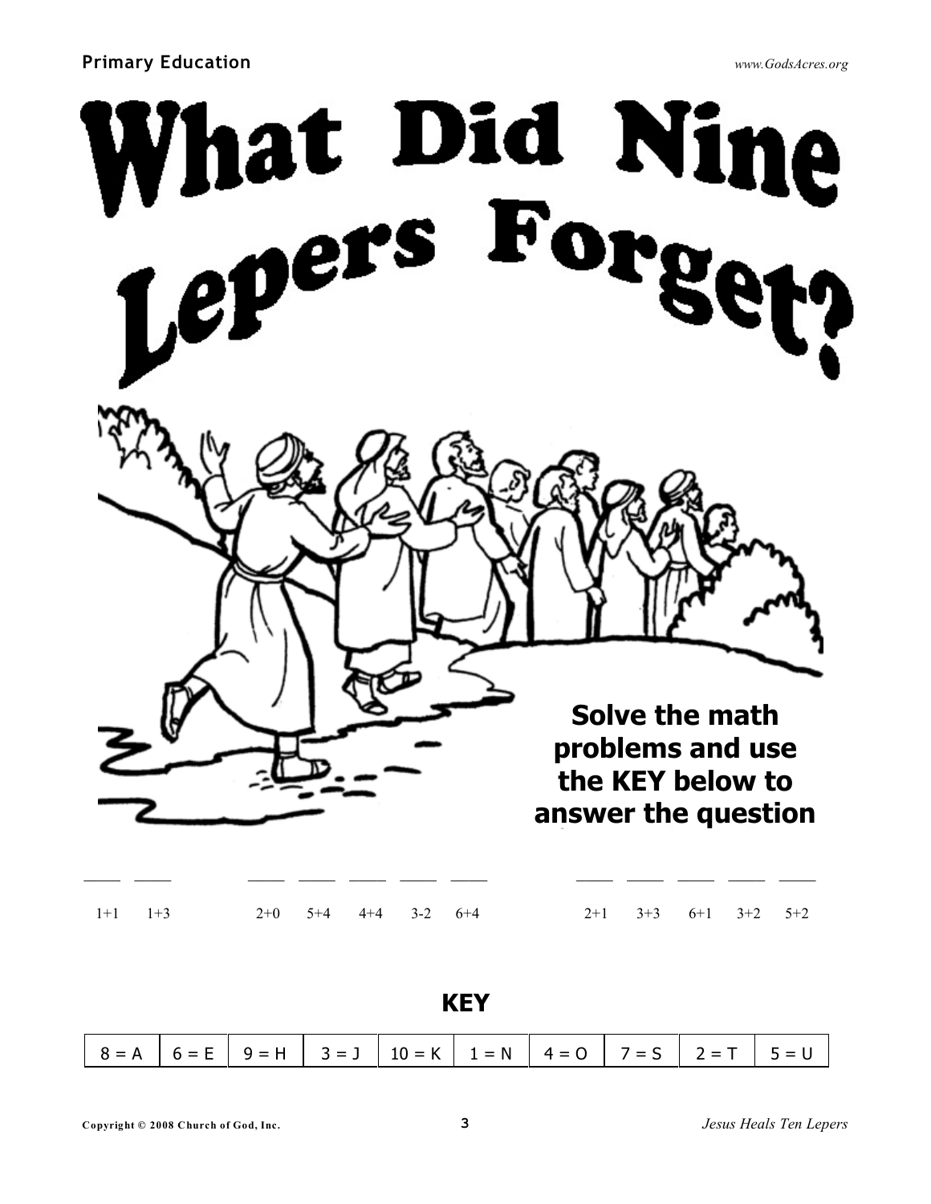# What Did Nine Lepers Forget?

**Solve the math problems and use the KEY below to answer the question**

\_\_\_\_ \_\_\_\_ &nbsp;&nbsp;&nbsp; \_\_\_\_ \_\_\_\_ \_\_\_\_ \_\_\_\_ \_\_\_\_ &nbsp;&nbsp;&nbsp; \_\_\_\_ \_\_\_\_ \_\_\_\_ \_\_\_\_ \_\_\_\_

1+1 &nbsp; 1+3 &nbsp;&nbsp;&nbsp; 2+0 &nbsp; 5+4 &nbsp; 4+4 &nbsp; 3-2 &nbsp; 6+4 &nbsp;&nbsp;&nbsp; 2+1 &nbsp; 3+3 &nbsp; 6+1 &nbsp; 3+2 &nbsp; 5+2

## KEY

| | | | | | | | | | |
|---|---|---|---|---|---|---|---|---|---|
| 8 = A | 6 = E | 9 = H | 3 = J | 10 = K | 1 = N | 4 = O | 7 = S | 2 = T | 5 = U |

Copyright © 2008 Church of God, Inc.

*Jesus Heals Ten Lepers*